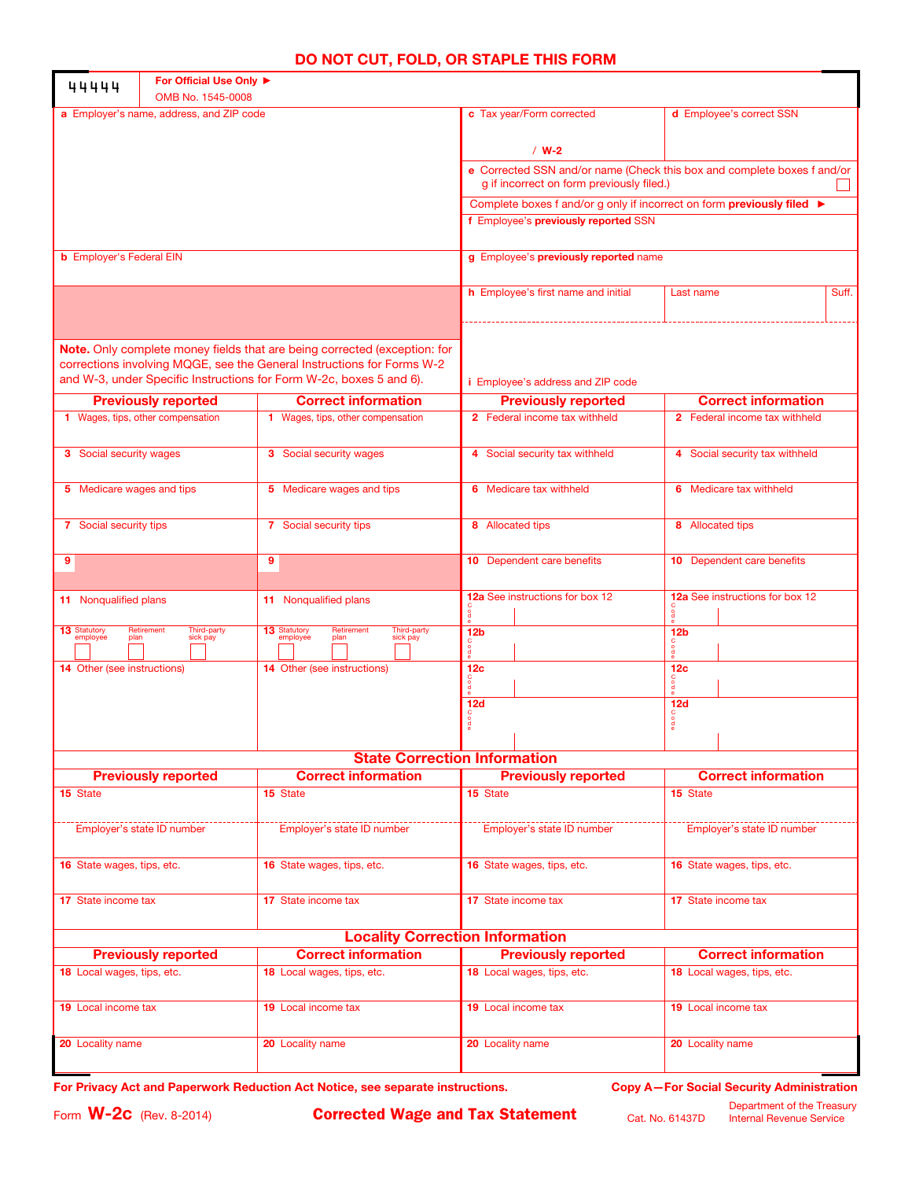**DO NOT CUT, FOLD, OR STAPLE THIS FORM**

44444 | For Official Use Only ► | OMB No. 1545-0008

| | |
|---|---|
| **a** Employer's name, address, and ZIP code | **c** Tax year/Form corrected &nbsp;&nbsp;&nbsp; / W-2 |
| | **d** Employee's correct SSN |
| | **e** Corrected SSN and/or name (Check this box and complete boxes f and/or g if incorrect on form previously filed.) ☐ |
| | Complete boxes f and/or g only if incorrect on form **previously filed** ► |
| | **f** Employee's **previously reported** SSN |
| **b** Employer's Federal EIN | **g** Employee's **previously reported** name |
| | **h** Employee's first name and initial &nbsp;&nbsp; Last name &nbsp;&nbsp; Suff. |
| **Note.** Only complete money fields that are being corrected (exception: for corrections involving MQGE, see the General Instructions for Forms W-2 and W-3, under Specific Instructions for Form W-2c, boxes 5 and 6). | **i** Employee's address and ZIP code |

| Previously reported | Correct information | Previously reported | Correct information |
|---|---|---|---|
| 1 Wages, tips, other compensation | 1 Wages, tips, other compensation | 2 Federal income tax withheld | 2 Federal income tax withheld |
| 3 Social security wages | 3 Social security wages | 4 Social security tax withheld | 4 Social security tax withheld |
| 5 Medicare wages and tips | 5 Medicare wages and tips | 6 Medicare tax withheld | 6 Medicare tax withheld |
| 7 Social security tips | 7 Social security tips | 8 Allocated tips | 8 Allocated tips |
| 9 | 9 | 10 Dependent care benefits | 10 Dependent care benefits |
| 11 Nonqualified plans | 11 Nonqualified plans | 12a See instructions for box 12 Code | 12a See instructions for box 12 Code |
| 13 Statutory employee ☐ Retirement plan ☐ Third-party sick pay ☐ | 13 Statutory employee ☐ Retirement plan ☐ Third-party sick pay ☐ | 12b Code | 12b Code |
| 14 Other (see instructions) | 14 Other (see instructions) | 12c Code | 12c Code |
| | | 12d Code | 12d Code |

## State Correction Information

| Previously reported | Correct information | Previously reported | Correct information |
|---|---|---|---|
| 15 State | 15 State | 15 State | 15 State |
| Employer's state ID number | Employer's state ID number | Employer's state ID number | Employer's state ID number |
| 16 State wages, tips, etc. | 16 State wages, tips, etc. | 16 State wages, tips, etc. | 16 State wages, tips, etc. |
| 17 State income tax | 17 State income tax | 17 State income tax | 17 State income tax |

## Locality Correction Information

| Previously reported | Correct information | Previously reported | Correct information |
|---|---|---|---|
| 18 Local wages, tips, etc. | 18 Local wages, tips, etc. | 18 Local wages, tips, etc. | 18 Local wages, tips, etc. |
| 19 Local income tax | 19 Local income tax | 19 Local income tax | 19 Local income tax |
| 20 Locality name | 20 Locality name | 20 Locality name | 20 Locality name |

**For Privacy Act and Paperwork Reduction Act Notice, see separate instructions.**

**Copy A—For Social Security Administration**

Form **W-2c** (Rev. 8-2014) **Corrected Wage and Tax Statement** Cat. No. 61437D Department of the Treasury Internal Revenue Service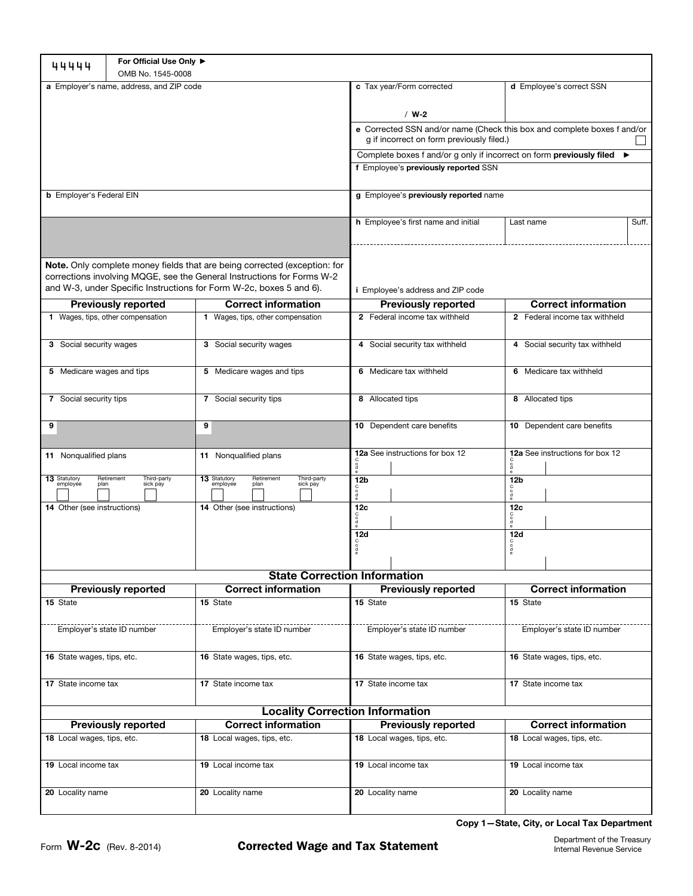44444 | For Official Use Only ►
OMB No. 1545-0008

| | |
|---|---|
| **a** Employer's name, address, and ZIP code | **c** Tax year/Form corrected<br>/ **W-2** |
| | **d** Employee's correct SSN |
| | **e** Corrected SSN and/or name (Check this box and complete boxes f and/or g if incorrect on form previously filed.) ☐ |
| | Complete boxes f and/or g only if incorrect on form **previously filed** ► |
| | **f** Employee's **previously reported** SSN |
| **b** Employer's Federal EIN | **g** Employee's **previously reported** name |
| | **h** Employee's first name and initial — Last name — Suff. |
| **Note.** Only complete money fields that are being corrected (exception: for corrections involving MQGE, see the General Instructions for Forms W-2 and W-3, under Specific Instructions for Form W-2c, boxes 5 and 6). | **i** Employee's address and ZIP code |

| Previously reported | Correct information | Previously reported | Correct information |
|---|---|---|---|
| **1** Wages, tips, other compensation | **1** Wages, tips, other compensation | **2** Federal income tax withheld | **2** Federal income tax withheld |
| **3** Social security wages | **3** Social security wages | **4** Social security tax withheld | **4** Social security tax withheld |
| **5** Medicare wages and tips | **5** Medicare wages and tips | **6** Medicare tax withheld | **6** Medicare tax withheld |
| **7** Social security tips | **7** Social security tips | **8** Allocated tips | **8** Allocated tips |
| **9** | **9** | **10** Dependent care benefits | **10** Dependent care benefits |
| **11** Nonqualified plans | **11** Nonqualified plans | **12a** See instructions for box 12<br>Code | **12a** See instructions for box 12<br>Code |
| **13** Statutory employee ☐ Retirement plan ☐ Third-party sick pay ☐ | **13** Statutory employee ☐ Retirement plan ☐ Third-party sick pay ☐ | **12b** Code | **12b** Code |
| **14** Other (see instructions) | **14** Other (see instructions) | **12c** Code | **12c** Code |
| | | **12d** Code | **12d** Code |

## State Correction Information

| Previously reported | Correct information | Previously reported | Correct information |
|---|---|---|---|
| **15** State | **15** State | **15** State | **15** State |
| Employer's state ID number | Employer's state ID number | Employer's state ID number | Employer's state ID number |
| **16** State wages, tips, etc. | **16** State wages, tips, etc. | **16** State wages, tips, etc. | **16** State wages, tips, etc. |
| **17** State income tax | **17** State income tax | **17** State income tax | **17** State income tax |

## Locality Correction Information

| Previously reported | Correct information | Previously reported | Correct information |
|---|---|---|---|
| **18** Local wages, tips, etc. | **18** Local wages, tips, etc. | **18** Local wages, tips, etc. | **18** Local wages, tips, etc. |
| **19** Local income tax | **19** Local income tax | **19** Local income tax | **19** Local income tax |
| **20** Locality name | **20** Locality name | **20** Locality name | **20** Locality name |

**Copy 1—State, City, or Local Tax Department**

Form **W-2c** (Rev. 8-2014) **Corrected Wage and Tax Statement** Department of the Treasury Internal Revenue Service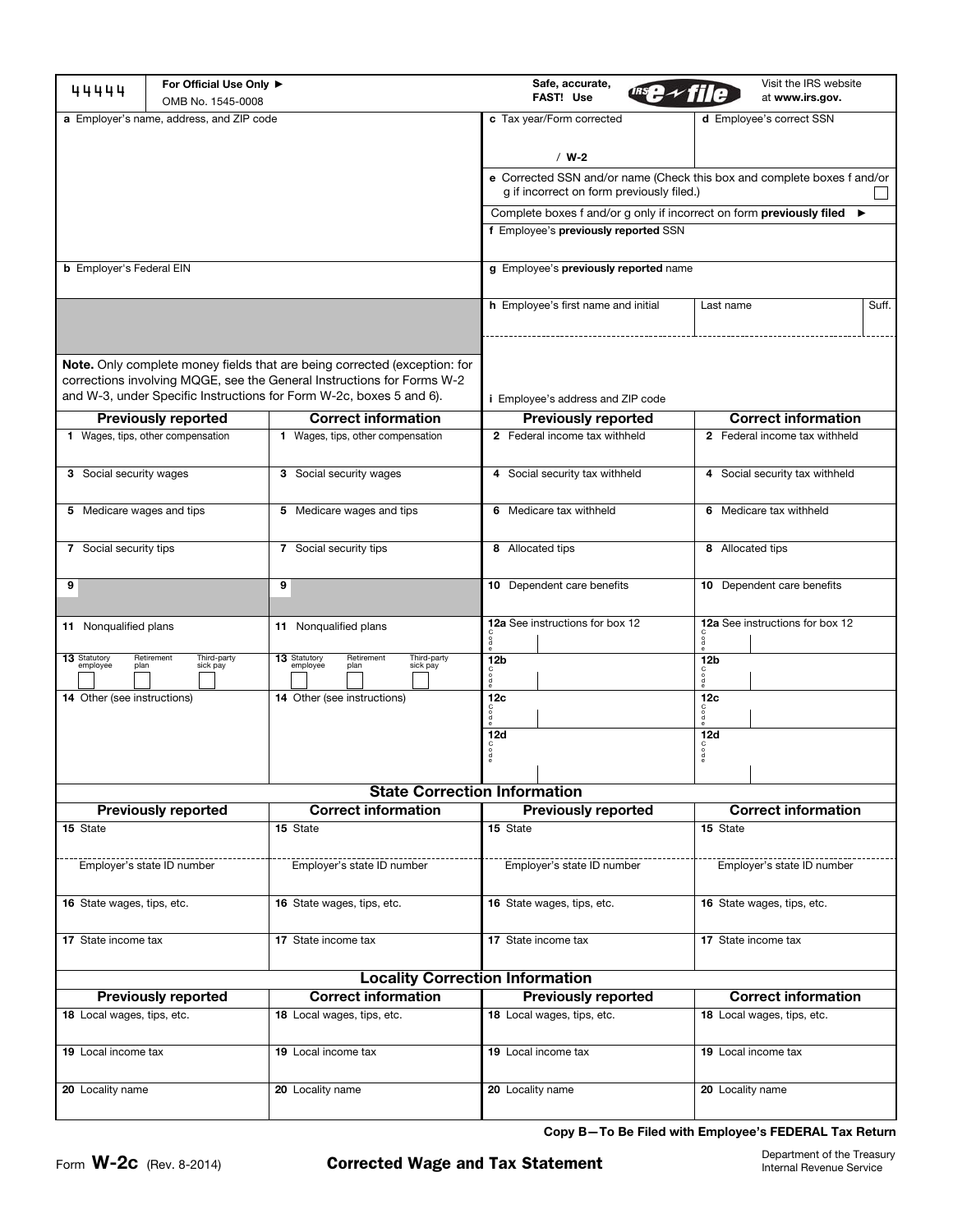| 44444 | For Official Use Only ► OMB No. 1545-0008 | Safe, accurate, FAST! Use IRS e-file | Visit the IRS website at **www.irs.gov.** |
|---|---|---|---|

| | |
|---|---|
| **a** Employer's name, address, and ZIP code | **c** Tax year/Form corrected / **W-2** |
| | **d** Employee's correct SSN |
| | **e** Corrected SSN and/or name (Check this box and complete boxes f and/or g if incorrect on form previously filed.) ☐ |
| | Complete boxes f and/or g only if incorrect on form **previously filed** ► |
| | **f** Employee's **previously reported** SSN |
| **b** Employer's Federal EIN | **g** Employee's **previously reported** name |
| | **h** Employee's first name and initial / Last name / Suff. |
| **Note.** Only complete money fields that are being corrected (exception: for corrections involving MQGE, see the General Instructions for Forms W-2 and W-3, under Specific Instructions for Form W-2c, boxes 5 and 6). | **i** Employee's address and ZIP code |

| Previously reported | Correct information | Previously reported | Correct information |
|---|---|---|---|
| **1** Wages, tips, other compensation | **1** Wages, tips, other compensation | **2** Federal income tax withheld | **2** Federal income tax withheld |
| **3** Social security wages | **3** Social security wages | **4** Social security tax withheld | **4** Social security tax withheld |
| **5** Medicare wages and tips | **5** Medicare wages and tips | **6** Medicare tax withheld | **6** Medicare tax withheld |
| **7** Social security tips | **7** Social security tips | **8** Allocated tips | **8** Allocated tips |
| **9** | **9** | **10** Dependent care benefits | **10** Dependent care benefits |
| **11** Nonqualified plans | **11** Nonqualified plans | **12a** See instructions for box 12 Code | **12a** See instructions for box 12 Code |
| **13** Statutory employee ☐ Retirement plan ☐ Third-party sick pay ☐ | **13** Statutory employee ☐ Retirement plan ☐ Third-party sick pay ☐ | **12b** Code | **12b** Code |
| **14** Other (see instructions) | **14** Other (see instructions) | **12c** Code | **12c** Code |
| | | **12d** Code | **12d** Code |

## State Correction Information

| Previously reported | Correct information | Previously reported | Correct information |
|---|---|---|---|
| **15** State | **15** State | **15** State | **15** State |
| Employer's state ID number | Employer's state ID number | Employer's state ID number | Employer's state ID number |
| **16** State wages, tips, etc. | **16** State wages, tips, etc. | **16** State wages, tips, etc. | **16** State wages, tips, etc. |
| **17** State income tax | **17** State income tax | **17** State income tax | **17** State income tax |

## Locality Correction Information

| Previously reported | Correct information | Previously reported | Correct information |
|---|---|---|---|
| **18** Local wages, tips, etc. | **18** Local wages, tips, etc. | **18** Local wages, tips, etc. | **18** Local wages, tips, etc. |
| **19** Local income tax | **19** Local income tax | **19** Local income tax | **19** Local income tax |
| **20** Locality name | **20** Locality name | **20** Locality name | **20** Locality name |

**Copy B—To Be Filed with Employee's FEDERAL Tax Return**

Form **W-2c** (Rev. 8-2014) **Corrected Wage and Tax Statement** Department of the Treasury Internal Revenue Service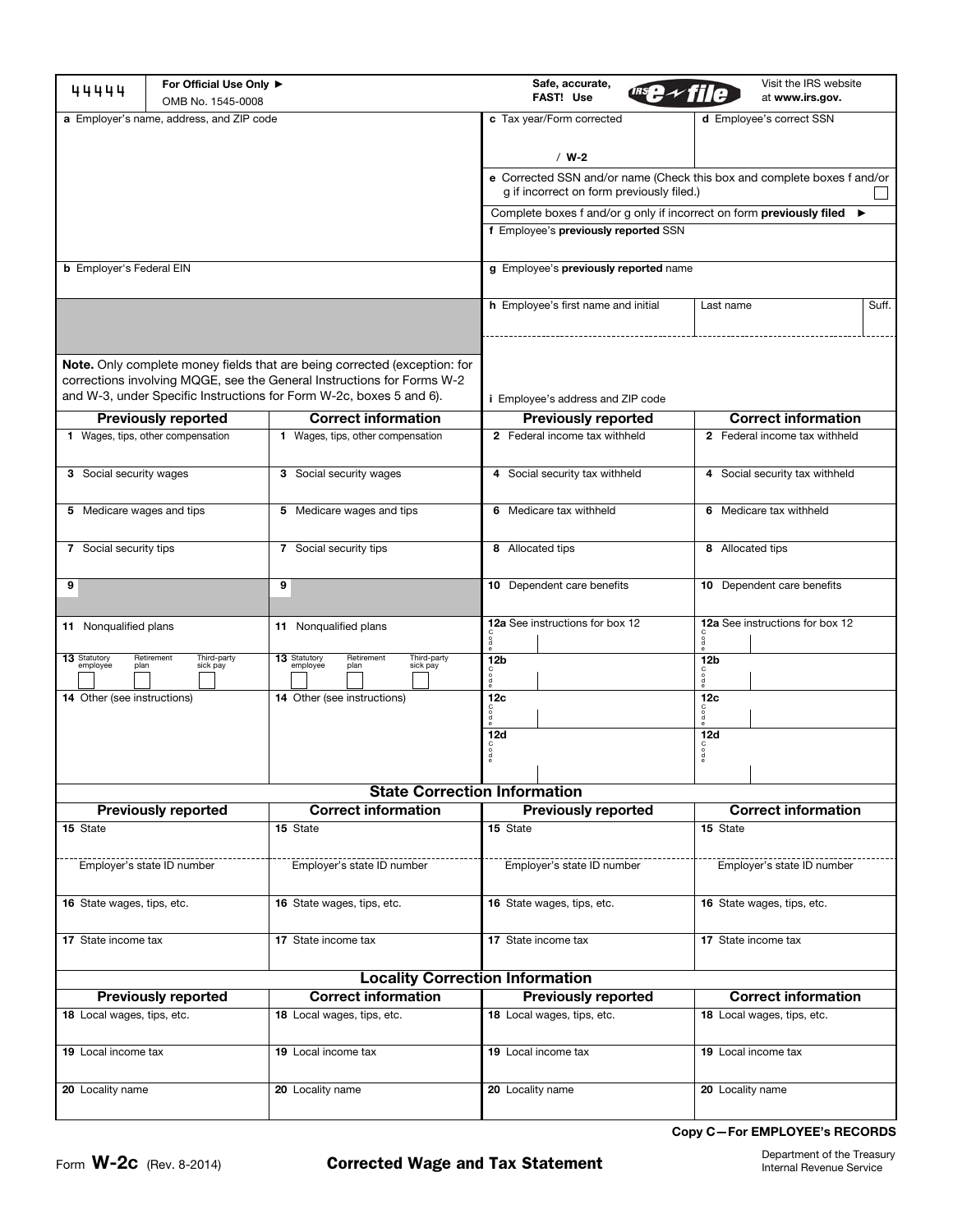44444 | For Official Use Only ► OMB No. 1545-0008

Safe, accurate, FAST! Use IRS e-file | Visit the IRS website at **www.irs.gov**.

| | |
|---|---|
| **a** Employer's name, address, and ZIP code | **c** Tax year/Form corrected / **W-2** |
| | **d** Employee's correct SSN |
| | **e** Corrected SSN and/or name (Check this box and complete boxes f and/or g if incorrect on form previously filed.) ☐ |
| | Complete boxes f and/or g only if incorrect on form **previously filed** ► |
| | **f** Employee's **previously reported** SSN |
| **b** Employer's Federal EIN | **g** Employee's **previously reported** name |
| | **h** Employee's first name and initial / Last name / Suff. |
| **Note.** Only complete money fields that are being corrected (exception: for corrections involving MQGE, see the General Instructions for Forms W-2 and W-3, under Specific Instructions for Form W-2c, boxes 5 and 6). | **i** Employee's address and ZIP code |

| Previously reported | Correct information | Previously reported | Correct information |
|---|---|---|---|
| **1** Wages, tips, other compensation | **1** Wages, tips, other compensation | **2** Federal income tax withheld | **2** Federal income tax withheld |
| **3** Social security wages | **3** Social security wages | **4** Social security tax withheld | **4** Social security tax withheld |
| **5** Medicare wages and tips | **5** Medicare wages and tips | **6** Medicare tax withheld | **6** Medicare tax withheld |
| **7** Social security tips | **7** Social security tips | **8** Allocated tips | **8** Allocated tips |
| **9** | **9** | **10** Dependent care benefits | **10** Dependent care benefits |
| **11** Nonqualified plans | **11** Nonqualified plans | **12a** See instructions for box 12 Code | **12a** See instructions for box 12 Code |
| **13** Statutory employee ☐ Retirement plan ☐ Third-party sick pay ☐ | **13** Statutory employee ☐ Retirement plan ☐ Third-party sick pay ☐ | **12b** Code | **12b** Code |
| **14** Other (see instructions) | **14** Other (see instructions) | **12c** Code | **12c** Code |
| | | **12d** Code | **12d** Code |

## State Correction Information

| Previously reported | Correct information | Previously reported | Correct information |
|---|---|---|---|
| **15** State | **15** State | **15** State | **15** State |
| Employer's state ID number | Employer's state ID number | Employer's state ID number | Employer's state ID number |
| **16** State wages, tips, etc. | **16** State wages, tips, etc. | **16** State wages, tips, etc. | **16** State wages, tips, etc. |
| **17** State income tax | **17** State income tax | **17** State income tax | **17** State income tax |

## Locality Correction Information

| Previously reported | Correct information | Previously reported | Correct information |
|---|---|---|---|
| **18** Local wages, tips, etc. | **18** Local wages, tips, etc. | **18** Local wages, tips, etc. | **18** Local wages, tips, etc. |
| **19** Local income tax | **19** Local income tax | **19** Local income tax | **19** Local income tax |
| **20** Locality name | **20** Locality name | **20** Locality name | **20** Locality name |

**Copy C—For EMPLOYEE's RECORDS**

Form **W-2c** (Rev. 8-2014) **Corrected Wage and Tax Statement** Department of the Treasury Internal Revenue Service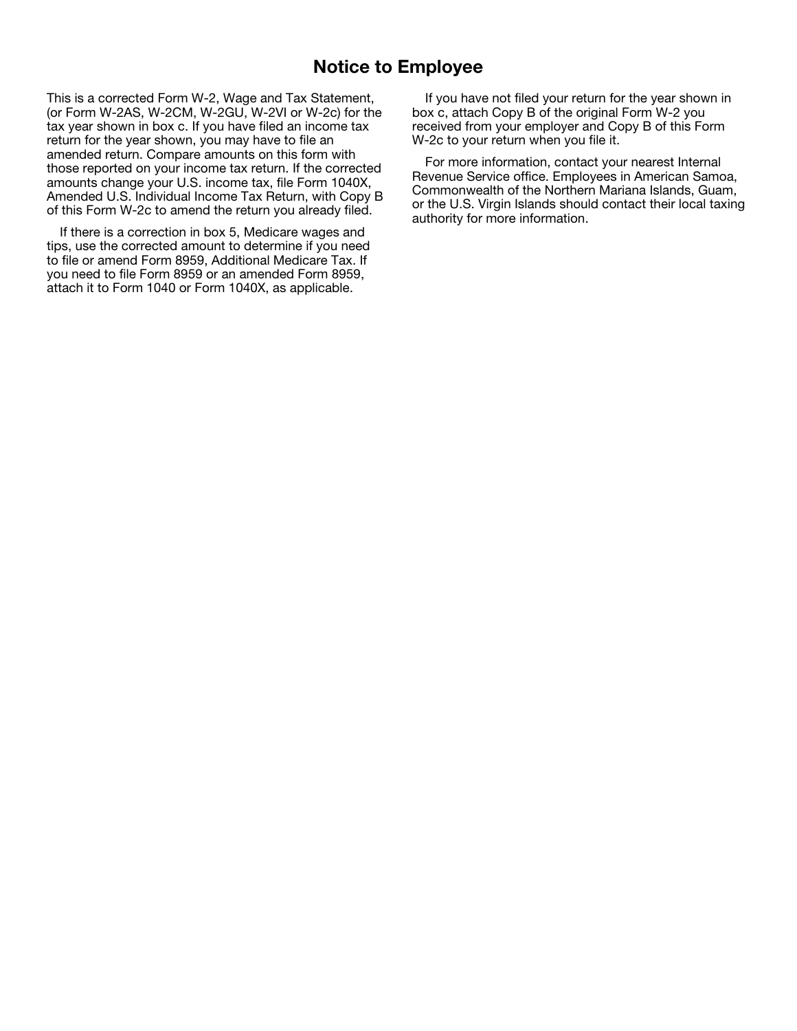# Notice to Employee

This is a corrected Form W-2, Wage and Tax Statement, (or Form W-2AS, W-2CM, W-2GU, W-2VI or W-2c) for the tax year shown in box c. If you have filed an income tax return for the year shown, you may have to file an amended return. Compare amounts on this form with those reported on your income tax return. If the corrected amounts change your U.S. income tax, file Form 1040X, Amended U.S. Individual Income Tax Return, with Copy B of this Form W-2c to amend the return you already filed.

If there is a correction in box 5, Medicare wages and tips, use the corrected amount to determine if you need to file or amend Form 8959, Additional Medicare Tax. If you need to file Form 8959 or an amended Form 8959, attach it to Form 1040 or Form 1040X, as applicable.

If you have not filed your return for the year shown in box c, attach Copy B of the original Form W-2 you received from your employer and Copy B of this Form W-2c to your return when you file it.

For more information, contact your nearest Internal Revenue Service office. Employees in American Samoa, Commonwealth of the Northern Mariana Islands, Guam, or the U.S. Virgin Islands should contact their local taxing authority for more information.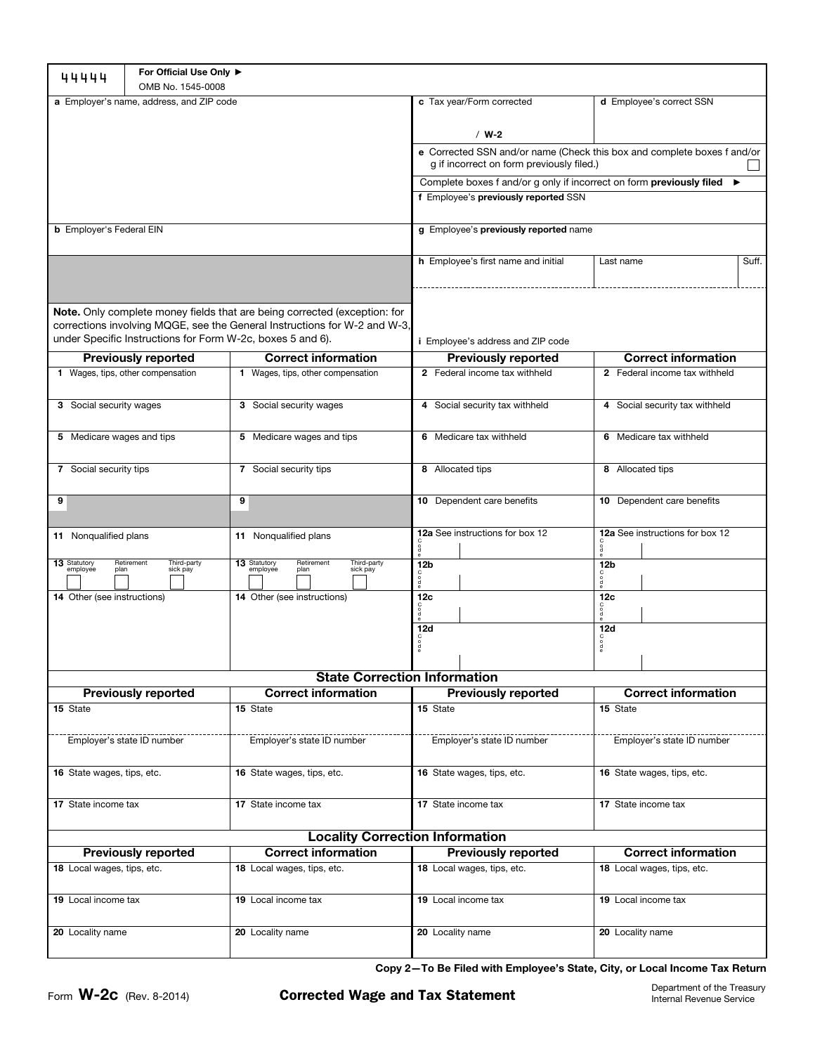44444

For Official Use Only ►
OMB No. 1545-0008

| | |
|---|---|
| **a** Employer's name, address, and ZIP code | **c** Tax year/Form corrected / **W-2** |
| | **d** Employee's correct SSN |
| | **e** Corrected SSN and/or name (Check this box and complete boxes f and/or g if incorrect on form previously filed.) ☐ |
| | Complete boxes f and/or g only if incorrect on form **previously filed** ► |
| | **f** Employee's **previously reported** SSN |
| **b** Employer's Federal EIN | **g** Employee's **previously reported** name |
| | **h** Employee's first name and initial / Last name / Suff. |
| **Note.** Only complete money fields that are being corrected (exception: for corrections involving MQGE, see the General Instructions for W-2 and W-3, under Specific Instructions for Form W-2c, boxes 5 and 6). | **i** Employee's address and ZIP code |

| Previously reported | Correct information | Previously reported | Correct information |
|---|---|---|---|
| **1** Wages, tips, other compensation | **1** Wages, tips, other compensation | **2** Federal income tax withheld | **2** Federal income tax withheld |
| **3** Social security wages | **3** Social security wages | **4** Social security tax withheld | **4** Social security tax withheld |
| **5** Medicare wages and tips | **5** Medicare wages and tips | **6** Medicare tax withheld | **6** Medicare tax withheld |
| **7** Social security tips | **7** Social security tips | **8** Allocated tips | **8** Allocated tips |
| **9** | **9** | **10** Dependent care benefits | **10** Dependent care benefits |
| **11** Nonqualified plans | **11** Nonqualified plans | **12a** See instructions for box 12 Code | **12a** See instructions for box 12 Code |
| **13** Statutory employee ☐ Retirement plan ☐ Third-party sick pay ☐ | **13** Statutory employee ☐ Retirement plan ☐ Third-party sick pay ☐ | **12b** Code | **12b** Code |
| **14** Other (see instructions) | **14** Other (see instructions) | **12c** Code | **12c** Code |
| | | **12d** Code | **12d** Code |

## State Correction Information

| Previously reported | Correct information | Previously reported | Correct information |
|---|---|---|---|
| **15** State | **15** State | **15** State | **15** State |
| Employer's state ID number | Employer's state ID number | Employer's state ID number | Employer's state ID number |
| **16** State wages, tips, etc. | **16** State wages, tips, etc. | **16** State wages, tips, etc. | **16** State wages, tips, etc. |
| **17** State income tax | **17** State income tax | **17** State income tax | **17** State income tax |

## Locality Correction Information

| Previously reported | Correct information | Previously reported | Correct information |
|---|---|---|---|
| **18** Local wages, tips, etc. | **18** Local wages, tips, etc. | **18** Local wages, tips, etc. | **18** Local wages, tips, etc. |
| **19** Local income tax | **19** Local income tax | **19** Local income tax | **19** Local income tax |
| **20** Locality name | **20** Locality name | **20** Locality name | **20** Locality name |

**Copy 2—To Be Filed with Employee's State, City, or Local Income Tax Return**

Form **W-2c** (Rev. 8-2014) **Corrected Wage and Tax Statement**

Department of the Treasury
Internal Revenue Service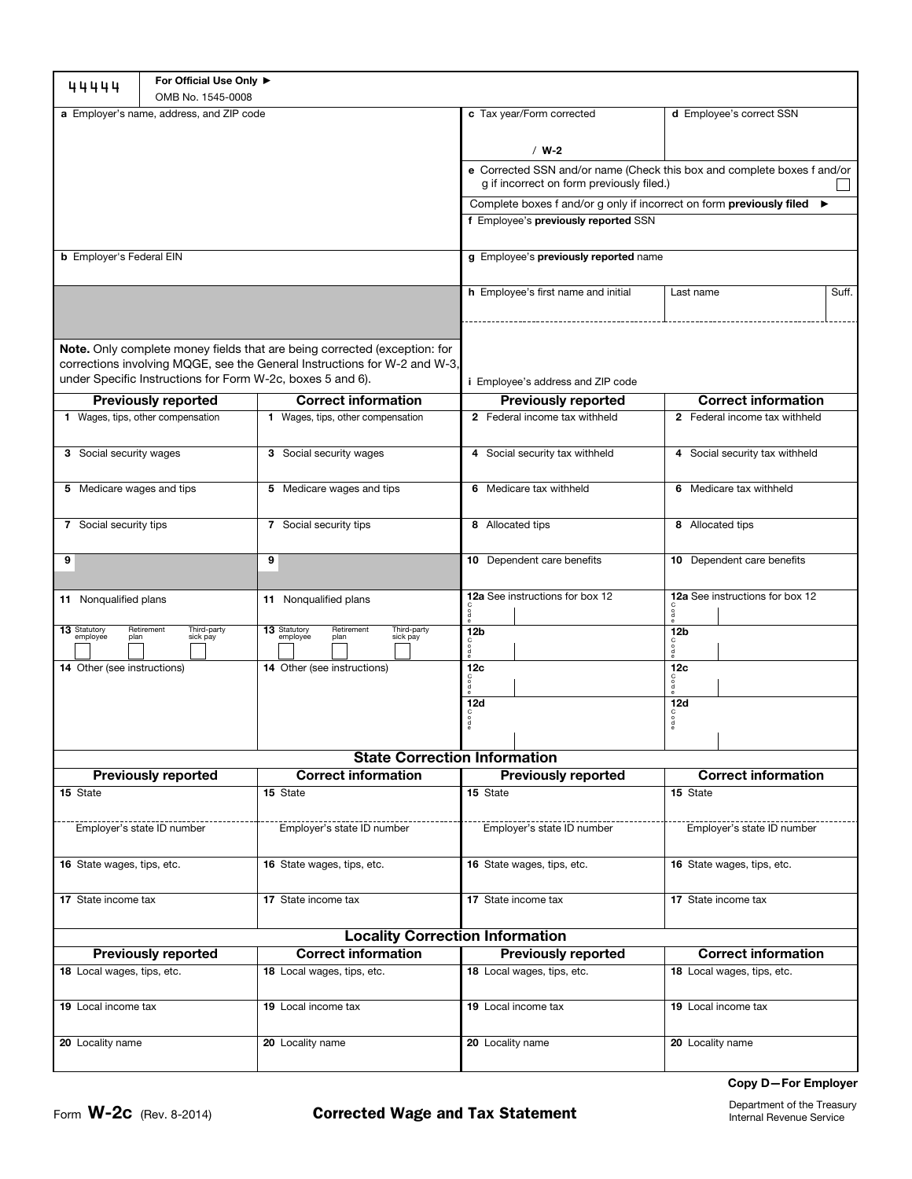| 44444 | For Official Use Only ► OMB No. 1545-0008 | | |
|---|---|---|---|
| **a** Employer's name, address, and ZIP code | | **c** Tax year/Form corrected / **W-2** | **d** Employee's correct SSN |
| | | **e** Corrected SSN and/or name (Check this box and complete boxes f and/or g if incorrect on form previously filed.) ☐ | |
| | | Complete boxes f and/or g only if incorrect on form **previously filed** ► | |
| | | **f** Employee's **previously reported** SSN | |
| **b** Employer's Federal EIN | | **g** Employee's **previously reported** name | |
| | | **h** Employee's first name and initial | Last name / Suff. |
| **Note.** Only complete money fields that are being corrected (exception: for corrections involving MQGE, see the General Instructions for W-2 and W-3, under Specific Instructions for Form W-2c, boxes 5 and 6). | | **i** Employee's address and ZIP code | |

| **Previously reported** | **Correct information** | **Previously reported** | **Correct information** |
|---|---|---|---|
| **1** Wages, tips, other compensation | **1** Wages, tips, other compensation | **2** Federal income tax withheld | **2** Federal income tax withheld |
| **3** Social security wages | **3** Social security wages | **4** Social security tax withheld | **4** Social security tax withheld |
| **5** Medicare wages and tips | **5** Medicare wages and tips | **6** Medicare tax withheld | **6** Medicare tax withheld |
| **7** Social security tips | **7** Social security tips | **8** Allocated tips | **8** Allocated tips |
| **9** | **9** | **10** Dependent care benefits | **10** Dependent care benefits |
| **11** Nonqualified plans | **11** Nonqualified plans | **12a** See instructions for box 12 Code | **12a** See instructions for box 12 Code |
| **13** Statutory employee ☐ Retirement plan ☐ Third-party sick pay ☐ | **13** Statutory employee ☐ Retirement plan ☐ Third-party sick pay ☐ | **12b** Code | **12b** Code |
| **14** Other (see instructions) | **14** Other (see instructions) | **12c** Code | **12c** Code |
| | | **12d** Code | **12d** Code |

## State Correction Information

| **Previously reported** | **Correct information** | **Previously reported** | **Correct information** |
|---|---|---|---|
| **15** State | **15** State | **15** State | **15** State |
| Employer's state ID number | Employer's state ID number | Employer's state ID number | Employer's state ID number |
| **16** State wages, tips, etc. | **16** State wages, tips, etc. | **16** State wages, tips, etc. | **16** State wages, tips, etc. |
| **17** State income tax | **17** State income tax | **17** State income tax | **17** State income tax |

## Locality Correction Information

| **Previously reported** | **Correct information** | **Previously reported** | **Correct information** |
|---|---|---|---|
| **18** Local wages, tips, etc. | **18** Local wages, tips, etc. | **18** Local wages, tips, etc. | **18** Local wages, tips, etc. |
| **19** Local income tax | **19** Local income tax | **19** Local income tax | **19** Local income tax |
| **20** Locality name | **20** Locality name | **20** Locality name | **20** Locality name |

**Copy D—For Employer**

Form **W-2c** (Rev. 8-2014) **Corrected Wage and Tax Statement** Department of the Treasury Internal Revenue Service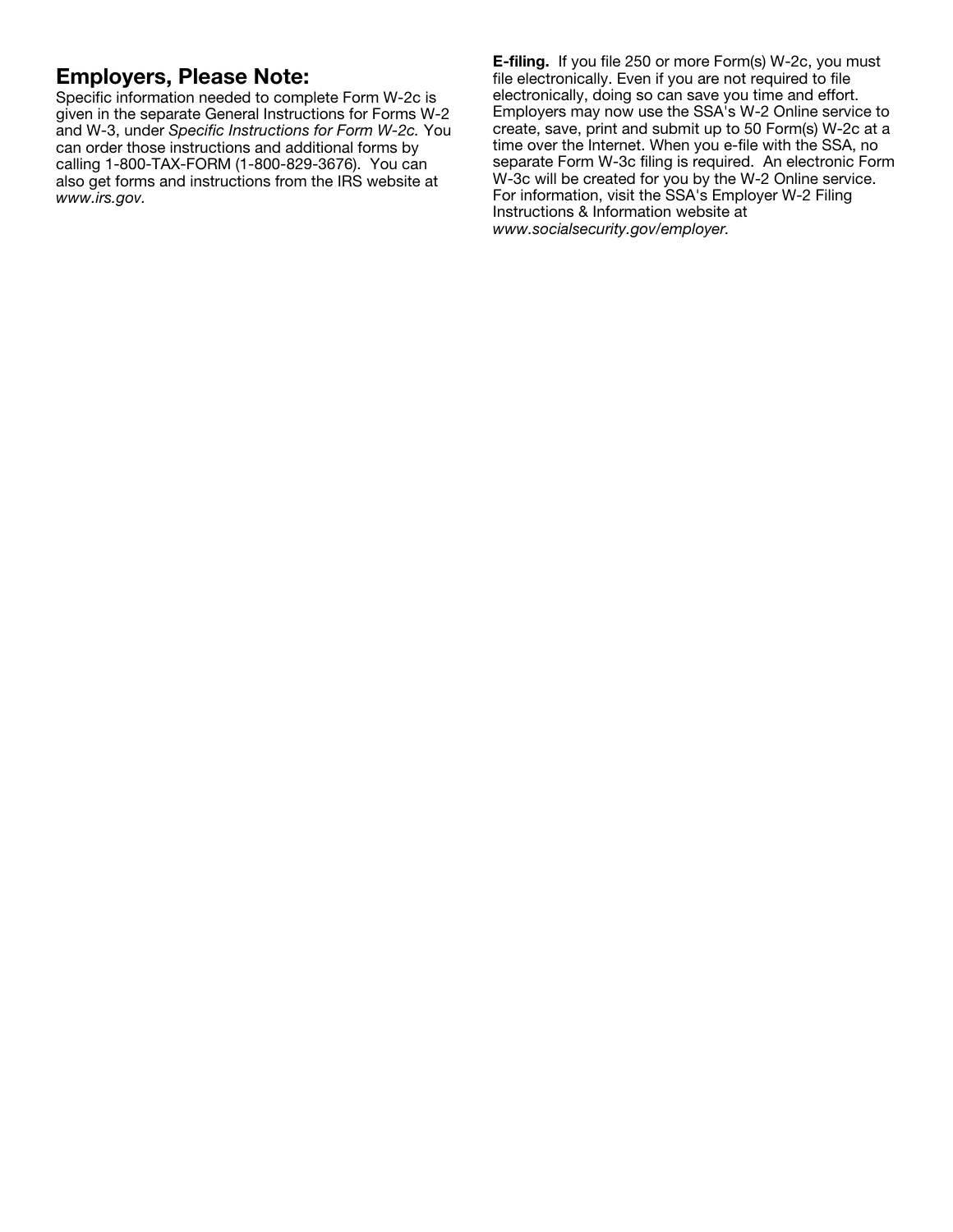## Employers, Please Note:

Specific information needed to complete Form W-2c is given in the separate General Instructions for Forms W-2 and W-3, under *Specific Instructions for Form W-2c.* You can order those instructions and additional forms by calling 1-800-TAX-FORM (1-800-829-3676). You can also get forms and instructions from the IRS website at *www.irs.gov*.

**E-filing.** If you file 250 or more Form(s) W-2c, you must file electronically. Even if you are not required to file electronically, doing so can save you time and effort. Employers may now use the SSA's W-2 Online service to create, save, print and submit up to 50 Form(s) W-2c at a time over the Internet. When you e-file with the SSA, no separate Form W-3c filing is required. An electronic Form W-3c will be created for you by the W-2 Online service. For information, visit the SSA's Employer W-2 Filing Instructions & Information website at *www.socialsecurity.gov/employer.*